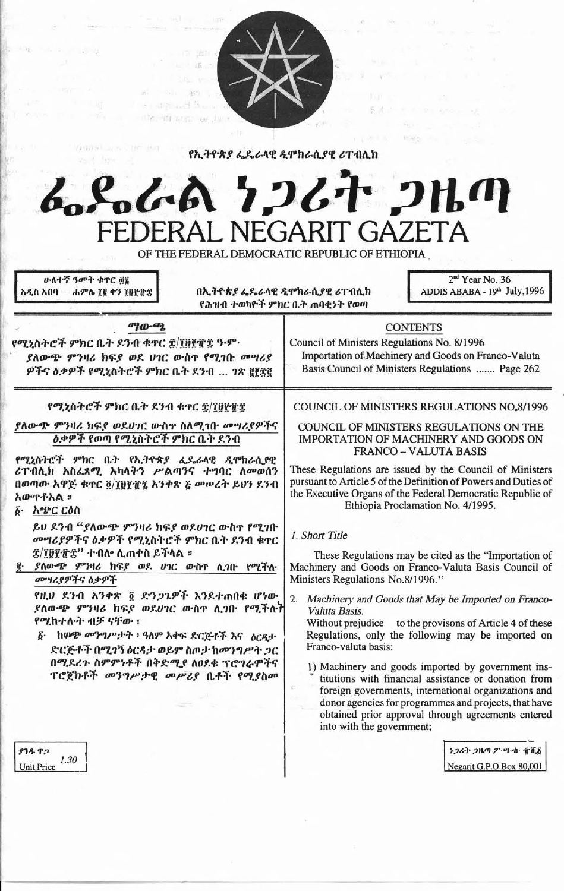የኢትዮጵያ ፌዴራላዊ ዲሞክራሲያዊ ሪፐብሊክ

# ፌዴራል ነጋሪት ጋዜጣ
# FEDERAL NEGARIT GAZETA

OF THE FEDERAL DEMOCRATIC REPUBLIC OF ETHIOPIA

ሁለተኛ ዓመት ቁጥር ፴፮
አዲስ አበባ — ሐምሌ ፲፪ ቀን ፲፱፻፹፰

በኢትዮጵያ ፌዴራላዊ ዲሞክራሲያዊ ሪፐብሊክ
የሕዝብ ተወካዮች ምክር ቤት ጠባቂነት የወጣ

2[nd] Year No. 36
ADDIS ABABA - 19[th] July,1996

## ማውጫ

የሚኒስትሮች ምክር ቤት ደንብ ቁጥር ፰/፲፱፻፹፰ ዓ·ም·
ያለውጭ ምንዛሪ ክፍያ ወደ ሀገር ውስጥ የሚገቡ መሣሪያ ዎችና ዕቃዎች የሚኒስትሮች ምክር ቤት ደንብ ... ገጽ ፪፻፷፪

## CONTENTS

Council of Ministers Regulations No. 8/1996
Importation of Machinery and Goods on Franco-Valuta Basis Council of Ministers Regulations ....... Page 262

### የሚኒስትሮች ምክር ቤት ደንብ ቁጥር ፰/፲፱፻፹፰

### ያለውጭ ምንዛሪ ክፍያ ወደሀገር ውስጥ ስለሚገቡ መሣሪያዎችና ዕቃዎች የወጣ የሚኒስትሮች ምክር ቤት ደንብ

የሚኒስትሮች ምክር ቤት የኢትዮጵያ ፌዴራላዊ ዲሞክራሲያዊ ሪፐብሊክ አስፈጻሚ አካላትን ሥልጣንና ተግባር ለመወሰን በወጣው አዋጅ ቁጥር ፬/፲፱፻፹፯ አንቀጽ ፭ መሠረት ይህን ደንብ አውጥቶአል ።

፩· አጭር ርዕስ

ይህ ደንብ "ያለውጭ ምንዛሪ ክፍያ ወደሀገር ውስጥ የሚገቡ መሣሪያዎችና ዕቃዎች የሚኒስትሮች ምክር ቤት ደንብ ቁጥር ፰/፲፱፻፹፰" ተብሎ ሊጠቀስ ይችላል ።

፪· ያለውጭ ምንዛሪ ክፍያ ወደ ሀገር ውስጥ ሊገቡ የሚችሉ መሣሪያዎችና ዕቃዎች

የዚህ ደንብ አንቀጽ ፬ ድንጋጌዎች እንደተጠበቁ ሆነው ያለውጭ ምንዛሪ ክፍያ ወደሀገር ውስጥ ሊገቡ የሚችሉት የሚከተሉት ብቻ ናቸው ፤

፩· ከወጭ መንግሥታት ፣ ዓለም አቀፍ ድርጅቶች እና ዕርዳታ ድርጅቶች በሚገኝ ዕርዳታ ወይም ስጦታ ከመንግሥት ጋር በሚደረጉ ስምምነቶች በቅድሚያ ለፀደቁ ፕሮግራሞችና ፕሮጀክቶች መንግሥታዊ መሥሪያ ቤቶች የሚያስመ

### COUNCIL OF MINISTERS REGULATIONS NO.8/1996

### COUNCIL OF MINISTERS REGULATIONS ON THE IMPORTATION OF MACHINERY AND GOODS ON FRANCO – VALUTA BASIS

These Regulations are issued by the Council of Ministers pursuant to Article 5 of the Definition of Powers and Duties of the Executive Organs of the Federal Democratic Republic of Ethiopia Proclamation No. 4/1995.

*1. Short Title*

These Regulations may be cited as the "Importation of Machinery and Goods on Franco-Valuta Basis Council of Ministers Regulations No.8/1996."

2. *Machinery and Goods that May be Imported on Franco-Valuta Basis.*

Without prejudice to the provisons of Article 4 of these Regulations, only the following may be imported on Franco-valuta basis:

1) Machinery and goods imported by government institutions with financial assistance or donation from foreign governments, international organizations and donor agencies for programmes and projects, that have obtained prior approval through agreements entered into with the government;

ያንዱ ዋጋ 1.30
Unit Price

ነጋሪት ጋዜጣ ፖ·ሣ·ቁ· ፹ሺ፩
Negarit G.P.O.Box 80,001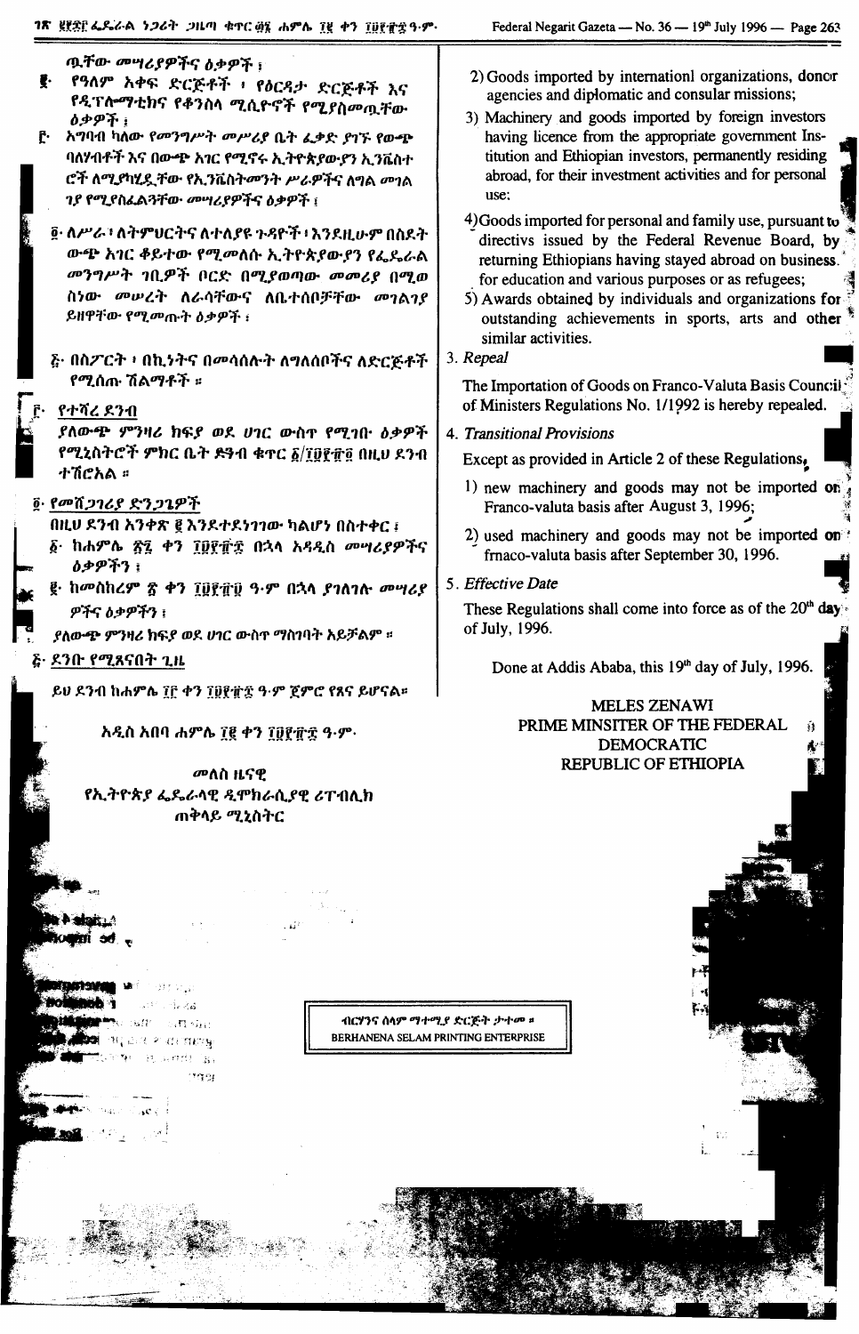ጢቸው መሣሪያዎችና ዕቃዎች ፤

፪· የዓለም አቀፍ ድርጅቶች ፣ የዕርዳታ ድርጅቶች እና የዲፕሎማቲክና የቆንስላ ሚሲዮኖች የሚያስመጧቸው ዕቃዎች ፤

፫· አግባብ ካለው የመንግሥት መሥሪያ ቤት ፈቃድ ያገኙ የውጭ ባለሃብቶች እና በውጭ አገር የሚኖሩ ኢትዮጵያውያን ኢንቬስተሮች ለሚያካሂዷቸው የኢንቬስትመንት ሥራዎችና ለግል መገልገያ የሚያስፈልጓቸው መሣሪያዎችና ዕቃዎች ፤

፬· ለሥራ ፣ ለትምህርትና ለተለያዩ ጉዳዮች ፣ እንዲሁም በስደት ውጭ አገር ቆይተው የሚመለሱ ኢትዮጵያውያን የፌዴራል መንግሥት ገቢዎች ቦርድ በሚያወጣው መመሪያ በሚወስነው መሠረት ለራሳቸውና ለቤተሰቦቻቸው መገልገያ ይዘዋቸው የሚመጡት ዕቃዎች ፤

፭· በስፖርት ፣ በኪነትና በመሳሰሉት ለግለሰቦችና ለድርጅቶች የሚሰጡ ሽልማቶች ።

፫· የተሻረ ደንብ

ያለውጭ ምንዛሪ ክፍያ ወደ ሀገር ውስጥ የሚገቡ ዕቃዎች የሚኒስትሮች ምክር ቤት ደንብ ቁጥር ፩/፲፱፻፹፬ በዚህ ደንብ ተሽሯል ።

፬· የመሸጋገሪያ ድንጋጌዎች

በዚህ ደንብ አንቀጽ ፪ እንደተደነገገው ካልሆነ በስተቀር ፤

፩· ከሐምሌ ፳፯ ቀን ፲፱፻፹፰ በኋላ አዳዲስ መሣሪያዎችና ዕቃዎችን ፤

፪· ከመስከረም ፳ ቀን ፲፱፻፹፱ ዓ·ም በኋላ ያገለገሉ መሣሪያዎችና ዕቃዎችን ፤

ያለውጭ ምንዛሪ ክፍያ ወደ ሀገር ውስጥ ማስገባት አይቻልም ።

፭· ደንቡ የሚጸናበት ጊዜ

ይህ ደንብ ከሐምሌ ፲፫ ቀን ፲፱፻፹፰ ዓ·ም ጀምሮ የጸና ይሆናል።

አዲስ አበባ ሐምሌ ፲፪ ቀን ፲፱፻፹፰ ዓ·ም·

መለስ ዜናዊ
የኢትዮጵያ ፌዴራላዊ ዲሞክራሲያዊ ሪፐብሊክ
ጠቅላይ ሚኒስትር

2) Goods imported by internationl organizations, donor agencies and diplomatic and consular missions;

3) Machinery and goods imported by foreign investors having licence from the appropriate government Institution and Ethiopian investors, permanently residing abroad, for their investment activities and for personal use:

4) Goods imported for personal and family use, pursuant to directivs issued by the Federal Revenue Board, by returning Ethiopians having stayed abroad on business, for education and various purposes or as refugees;

5) Awards obtained by individuals and organizations for outstanding achievements in sports, arts and other similar activities.

3. *Repeal*

The Importation of Goods on Franco-Valuta Basis Council of Ministers Regulations No. 1/1992 is hereby repealed.

4. *Transitional Provisions*

Except as provided in Article 2 of these Regulations,

1) new machinery and goods may not be imported on Franco-valuta basis after August 3, 1996;

2) used machinery and goods may not be imported on frnaco-valuta basis after September 30, 1996.

5. *Effective Date*

These Regulations shall come into force as of the 20th day of July, 1996.

Done at Addis Ababa, this 19th day of July, 1996.

MELES ZENAWI
PRIME MINSITER OF THE FEDERAL DEMOCRATIC REPUBLIC OF ETHIOPIA

ብርሃንና ሰላም ማተሚያ ድርጅት ታተመ ።
BERHANENA SELAM PRINTING ENTERPRISE